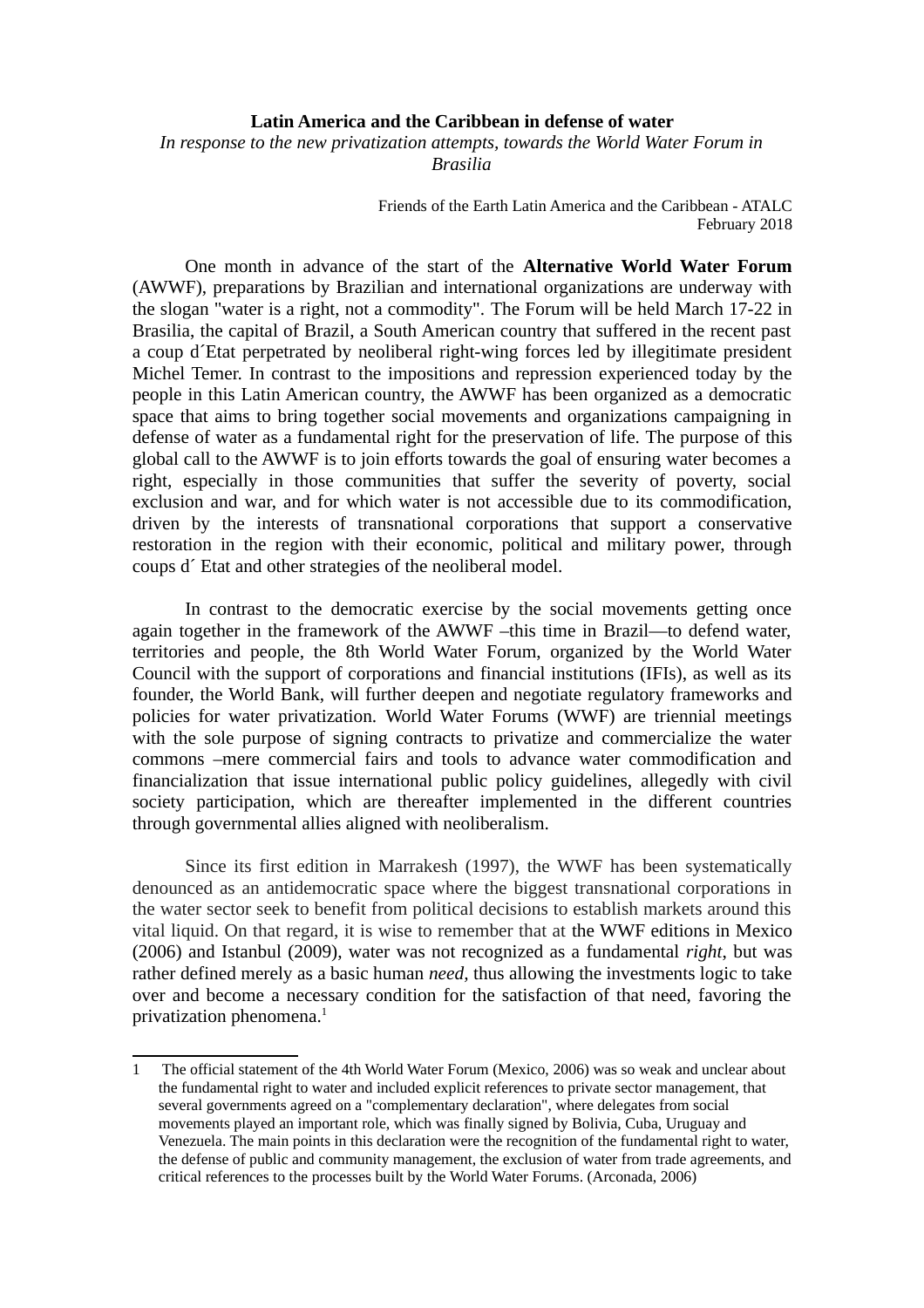**Latin America and the Caribbean in defense of water**

*In response to the new privatization attempts, towards the World Water Forum in Brasilia*

Friends of the Earth Latin America and the Caribbean - ATALC
February 2018

One month in advance of the start of the **Alternative World Water Forum** (AWWF), preparations by Brazilian and international organizations are underway with the slogan "water is a right, not a commodity". The Forum will be held March 17-22 in Brasilia, the capital of Brazil, a South American country that suffered in the recent past a coup d´Etat perpetrated by neoliberal right-wing forces led by illegitimate president Michel Temer. In contrast to the impositions and repression experienced today by the people in this Latin American country, the AWWF has been organized as a democratic space that aims to bring together social movements and organizations campaigning in defense of water as a fundamental right for the preservation of life. The purpose of this global call to the AWWF is to join efforts towards the goal of ensuring water becomes a right, especially in those communities that suffer the severity of poverty, social exclusion and war, and for which water is not accessible due to its commodification, driven by the interests of transnational corporations that support a conservative restoration in the region with their economic, political and military power, through coups d´ Etat and other strategies of the neoliberal model.

In contrast to the democratic exercise by the social movements getting once again together in the framework of the AWWF –this time in Brazil—to defend water, territories and people, the 8th World Water Forum, organized by the World Water Council with the support of corporations and financial institutions (IFIs), as well as its founder, the World Bank, will further deepen and negotiate regulatory frameworks and policies for water privatization. World Water Forums (WWF) are triennial meetings with the sole purpose of signing contracts to privatize and commercialize the water commons –mere commercial fairs and tools to advance water commodification and financialization that issue international public policy guidelines, allegedly with civil society participation, which are thereafter implemented in the different countries through governmental allies aligned with neoliberalism.

Since its first edition in Marrakesh (1997), the WWF has been systematically denounced as an antidemocratic space where the biggest transnational corporations in the water sector seek to benefit from political decisions to establish markets around this vital liquid. On that regard, it is wise to remember that at the WWF editions in Mexico (2006) and Istanbul (2009), water was not recognized as a fundamental *right*, but was rather defined merely as a basic human *need,* thus allowing the investments logic to take over and become a necessary condition for the satisfaction of that need, favoring the privatization phenomena.[1]

1 The official statement of the 4th World Water Forum (Mexico, 2006) was so weak and unclear about the fundamental right to water and included explicit references to private sector management, that several governments agreed on a "complementary declaration", where delegates from social movements played an important role, which was finally signed by Bolivia, Cuba, Uruguay and Venezuela. The main points in this declaration were the recognition of the fundamental right to water, the defense of public and community management, the exclusion of water from trade agreements, and critical references to the processes built by the World Water Forums. (Arconada, 2006)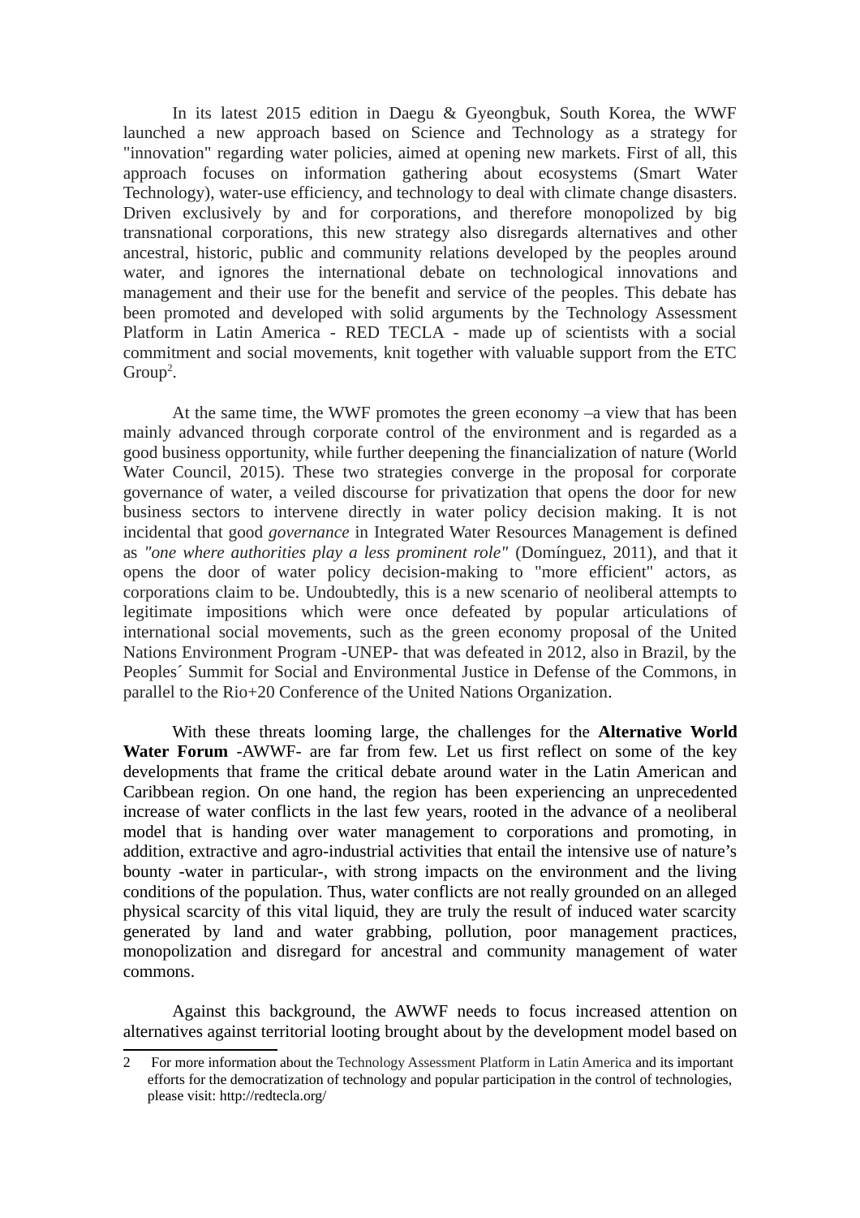In its latest 2015 edition in Daegu & Gyeongbuk, South Korea, the WWF launched a new approach based on Science and Technology as a strategy for "innovation" regarding water policies, aimed at opening new markets. First of all, this approach focuses on information gathering about ecosystems (Smart Water Technology), water-use efficiency, and technology to deal with climate change disasters. Driven exclusively by and for corporations, and therefore monopolized by big transnational corporations, this new strategy also disregards alternatives and other ancestral, historic, public and community relations developed by the peoples around water, and ignores the international debate on technological innovations and management and their use for the benefit and service of the peoples. This debate has been promoted and developed with solid arguments by the Technology Assessment Platform in Latin America - RED TECLA - made up of scientists with a social commitment and social movements, knit together with valuable support from the ETC Group[2].

At the same time, the WWF promotes the green economy –a view that has been mainly advanced through corporate control of the environment and is regarded as a good business opportunity, while further deepening the financialization of nature (World Water Council, 2015). These two strategies converge in the proposal for corporate governance of water, a veiled discourse for privatization that opens the door for new business sectors to intervene directly in water policy decision making. It is not incidental that good *governance* in Integrated Water Resources Management is defined as *"one where authorities play a less prominent role"* (Domínguez, 2011), and that it opens the door of water policy decision-making to "more efficient" actors, as corporations claim to be. Undoubtedly, this is a new scenario of neoliberal attempts to legitimate impositions which were once defeated by popular articulations of international social movements, such as the green economy proposal of the United Nations Environment Program -UNEP- that was defeated in 2012, also in Brazil, by the Peoples´ Summit for Social and Environmental Justice in Defense of the Commons, in parallel to the Rio+20 Conference of the United Nations Organization.

With these threats looming large, the challenges for the **Alternative World Water Forum** -AWWF- are far from few. Let us first reflect on some of the key developments that frame the critical debate around water in the Latin American and Caribbean region. On one hand, the region has been experiencing an unprecedented increase of water conflicts in the last few years, rooted in the advance of a neoliberal model that is handing over water management to corporations and promoting, in addition, extractive and agro-industrial activities that entail the intensive use of nature's bounty -water in particular-, with strong impacts on the environment and the living conditions of the population. Thus, water conflicts are not really grounded on an alleged physical scarcity of this vital liquid, they are truly the result of induced water scarcity generated by land and water grabbing, pollution, poor management practices, monopolization and disregard for ancestral and community management of water commons.

Against this background, the AWWF needs to focus increased attention on alternatives against territorial looting brought about by the development model based on

---

2 For more information about the Technology Assessment Platform in Latin America and its important efforts for the democratization of technology and popular participation in the control of technologies, please visit: http://redtecla.org/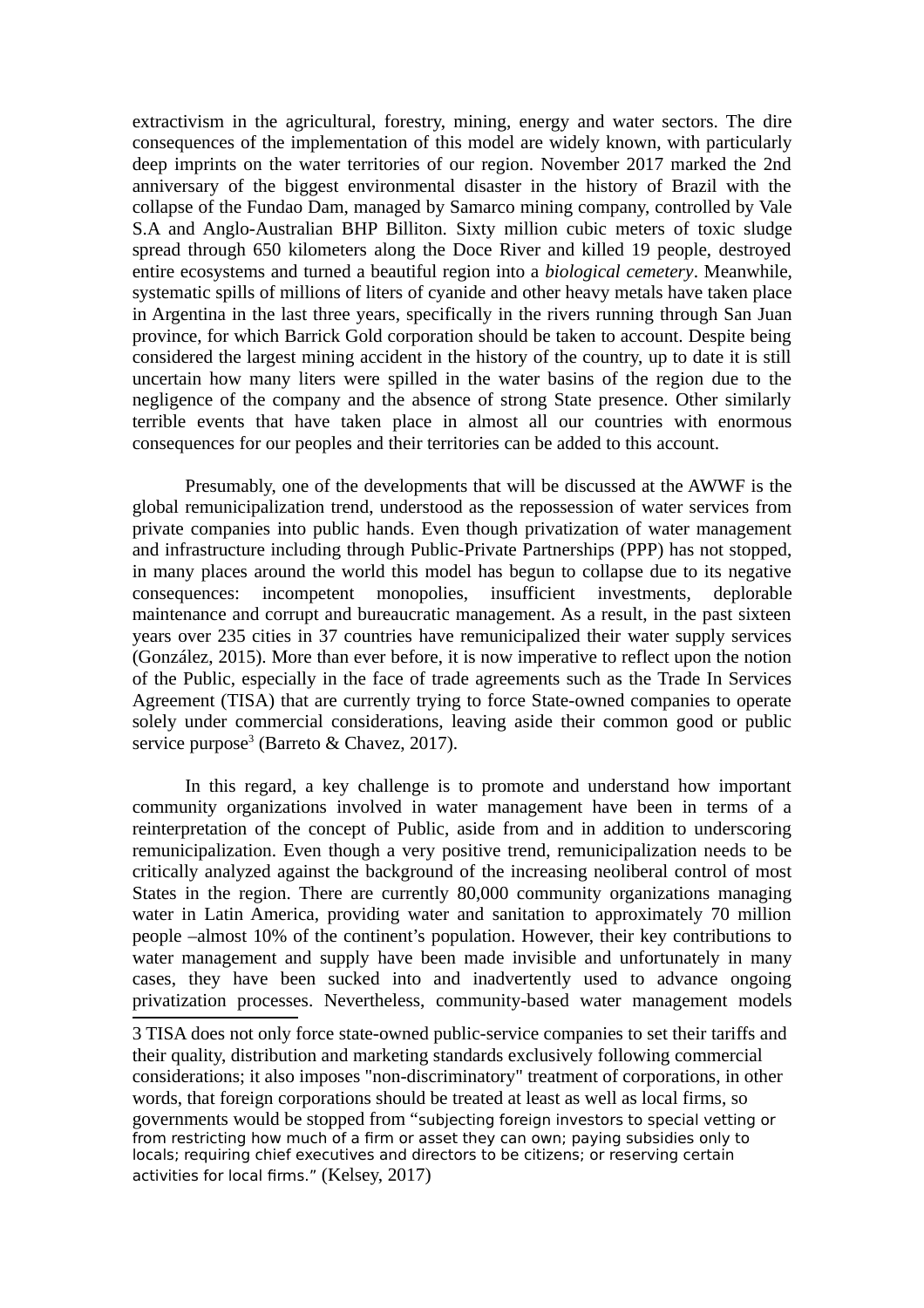extractivism in the agricultural, forestry, mining, energy and water sectors. The dire consequences of the implementation of this model are widely known, with particularly deep imprints on the water territories of our region. November 2017 marked the 2nd anniversary of the biggest environmental disaster in the history of Brazil with the collapse of the Fundao Dam, managed by Samarco mining company, controlled by Vale S.A and Anglo-Australian BHP Billiton. Sixty million cubic meters of toxic sludge spread through 650 kilometers along the Doce River and killed 19 people, destroyed entire ecosystems and turned a beautiful region into a *biological cemetery*. Meanwhile, systematic spills of millions of liters of cyanide and other heavy metals have taken place in Argentina in the last three years, specifically in the rivers running through San Juan province, for which Barrick Gold corporation should be taken to account. Despite being considered the largest mining accident in the history of the country, up to date it is still uncertain how many liters were spilled in the water basins of the region due to the negligence of the company and the absence of strong State presence. Other similarly terrible events that have taken place in almost all our countries with enormous consequences for our peoples and their territories can be added to this account.

Presumably, one of the developments that will be discussed at the AWWF is the global remunicipalization trend, understood as the repossession of water services from private companies into public hands. Even though privatization of water management and infrastructure including through Public-Private Partnerships (PPP) has not stopped, in many places around the world this model has begun to collapse due to its negative consequences: incompetent monopolies, insufficient investments, deplorable maintenance and corrupt and bureaucratic management. As a result, in the past sixteen years over 235 cities in 37 countries have remunicipalized their water supply services (González, 2015). More than ever before, it is now imperative to reflect upon the notion of the Public, especially in the face of trade agreements such as the Trade In Services Agreement (TISA) that are currently trying to force State-owned companies to operate solely under commercial considerations, leaving aside their common good or public service purpose[3] (Barreto & Chavez, 2017).

In this regard, a key challenge is to promote and understand how important community organizations involved in water management have been in terms of a reinterpretation of the concept of Public, aside from and in addition to underscoring remunicipalization. Even though a very positive trend, remunicipalization needs to be critically analyzed against the background of the increasing neoliberal control of most States in the region. There are currently 80,000 community organizations managing water in Latin America, providing water and sanitation to approximately 70 million people –almost 10% of the continent's population. However, their key contributions to water management and supply have been made invisible and unfortunately in many cases, they have been sucked into and inadvertently used to advance ongoing privatization processes. Nevertheless, community-based water management models

---

3 TISA does not only force state-owned public-service companies to set their tariffs and their quality, distribution and marketing standards exclusively following commercial considerations; it also imposes "non-discriminatory" treatment of corporations, in other words, that foreign corporations should be treated at least as well as local firms, so governments would be stopped from "subjecting foreign investors to special vetting or from restricting how much of a firm or asset they can own; paying subsidies only to locals; requiring chief executives and directors to be citizens; or reserving certain activities for local firms." (Kelsey, 2017)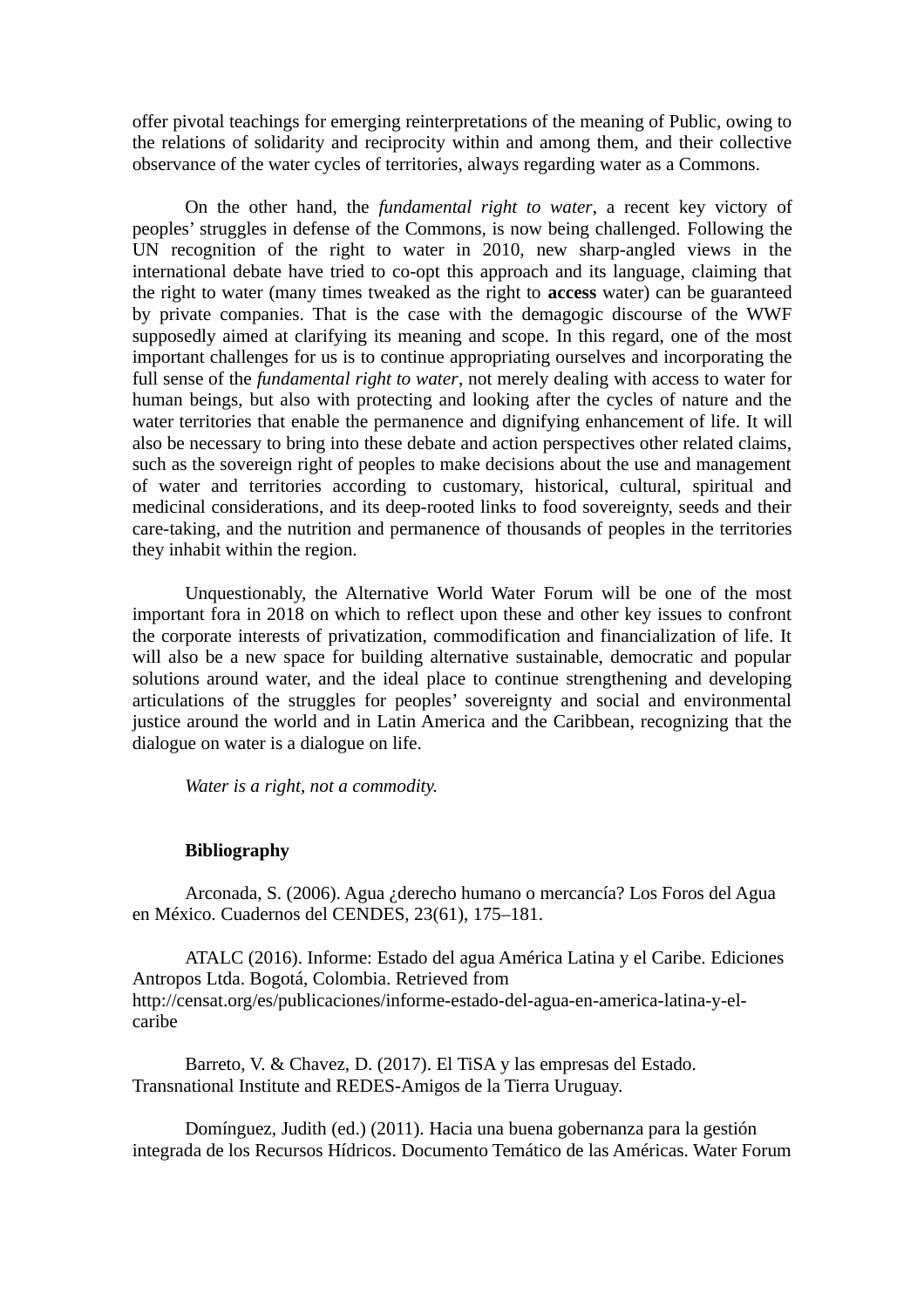offer pivotal teachings for emerging reinterpretations of the meaning of Public, owing to the relations of solidarity and reciprocity within and among them, and their collective observance of the water cycles of territories, always regarding water as a Commons.

On the other hand, the *fundamental right to water*, a recent key victory of peoples' struggles in defense of the Commons, is now being challenged. Following the UN recognition of the right to water in 2010, new sharp-angled views in the international debate have tried to co-opt this approach and its language, claiming that the right to water (many times tweaked as the right to **access** water) can be guaranteed by private companies. That is the case with the demagogic discourse of the WWF supposedly aimed at clarifying its meaning and scope. In this regard, one of the most important challenges for us is to continue appropriating ourselves and incorporating the full sense of the *fundamental right to water*, not merely dealing with access to water for human beings, but also with protecting and looking after the cycles of nature and the water territories that enable the permanence and dignifying enhancement of life. It will also be necessary to bring into these debate and action perspectives other related claims, such as the sovereign right of peoples to make decisions about the use and management of water and territories according to customary, historical, cultural, spiritual and medicinal considerations, and its deep-rooted links to food sovereignty, seeds and their care-taking, and the nutrition and permanence of thousands of peoples in the territories they inhabit within the region.

Unquestionably, the Alternative World Water Forum will be one of the most important fora in 2018 on which to reflect upon these and other key issues to confront the corporate interests of privatization, commodification and financialization of life. It will also be a new space for building alternative sustainable, democratic and popular solutions around water, and the ideal place to continue strengthening and developing articulations of the struggles for peoples' sovereignty and social and environmental justice around the world and in Latin America and the Caribbean, recognizing that the dialogue on water is a dialogue on life.

*Water is a right, not a commodity.*

## Bibliography

Arconada, S. (2006). Agua ¿derecho humano o mercancía? Los Foros del Agua en México. Cuadernos del CENDES, 23(61), 175–181.

ATALC (2016). Informe: Estado del agua América Latina y el Caribe. Ediciones Antropos Ltda. Bogotá, Colombia. Retrieved from http://censat.org/es/publicaciones/informe-estado-del-agua-en-america-latina-y-el-caribe

Barreto, V. & Chavez, D. (2017). El TiSA y las empresas del Estado. Transnational Institute and REDES-Amigos de la Tierra Uruguay.

Domínguez, Judith (ed.) (2011). Hacia una buena gobernanza para la gestión integrada de los Recursos Hídricos. Documento Temático de las Américas. Water Forum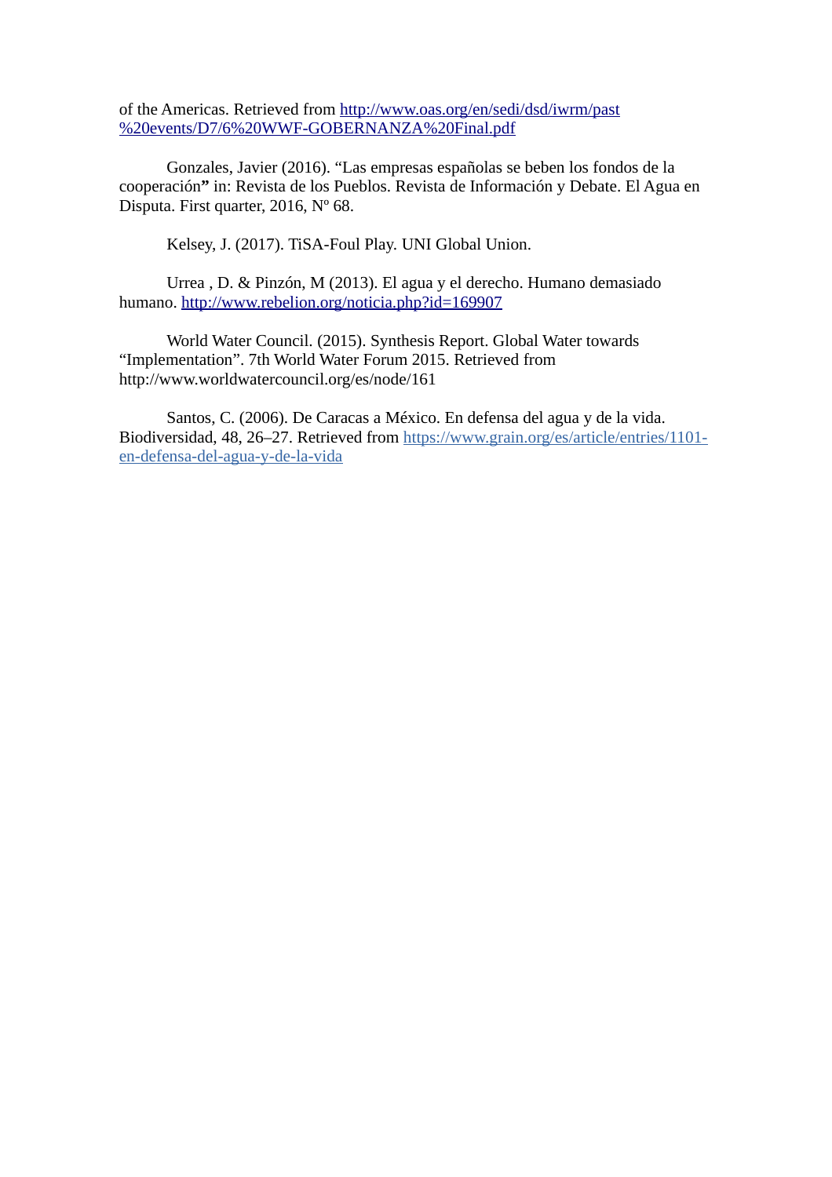of the Americas. Retrieved from http://www.oas.org/en/sedi/dsd/iwrm/past%20events/D7/6%20WWF-GOBERNANZA%20Final.pdf

Gonzales, Javier (2016). “Las empresas españolas se beben los fondos de la cooperación**”** in: Revista de los Pueblos. Revista de Información y Debate. El Agua en Disputa. First quarter, 2016, Nº 68.

Kelsey, J. (2017). TiSA-Foul Play. UNI Global Union.

Urrea , D. & Pinzón, M (2013). El agua y el derecho. Humano demasiado humano. http://www.rebelion.org/noticia.php?id=169907

World Water Council. (2015). Synthesis Report. Global Water towards “Implementation”. 7th World Water Forum 2015. Retrieved from http://www.worldwatercouncil.org/es/node/161

Santos, C. (2006). De Caracas a México. En defensa del agua y de la vida. Biodiversidad, 48, 26–27. Retrieved from https://www.grain.org/es/article/entries/1101-en-defensa-del-agua-y-de-la-vida